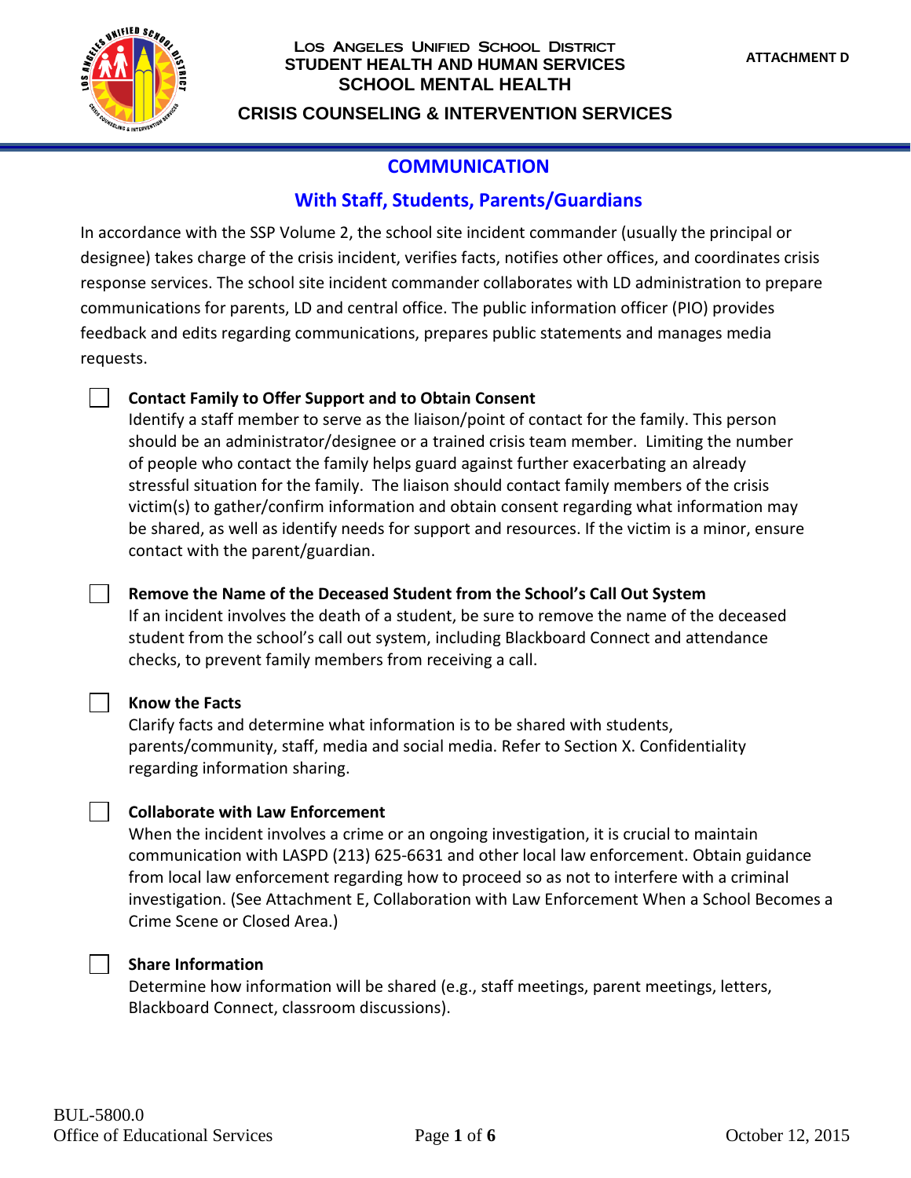Los Angeles Unified School District
STUDENT HEALTH AND HUMAN SERVICES
SCHOOL MENTAL HEALTH

CRISIS COUNSELING & INTERVENTION SERVICES

**ATTACHMENT D**

# COMMUNICATION

## With Staff, Students, Parents/Guardians

In accordance with the SSP Volume 2, the school site incident commander (usually the principal or designee) takes charge of the crisis incident, verifies facts, notifies other offices, and coordinates crisis response services. The school site incident commander collaborates with LD administration to prepare communications for parents, LD and central office. The public information officer (PIO) provides feedback and edits regarding communications, prepares public statements and manages media requests.

- [ ] **Contact Family to Offer Support and to Obtain Consent**
  Identify a staff member to serve as the liaison/point of contact for the family. This person should be an administrator/designee or a trained crisis team member. Limiting the number of people who contact the family helps guard against further exacerbating an already stressful situation for the family. The liaison should contact family members of the crisis victim(s) to gather/confirm information and obtain consent regarding what information may be shared, as well as identify needs for support and resources. If the victim is a minor, ensure contact with the parent/guardian.

- [ ] **Remove the Name of the Deceased Student from the School's Call Out System**
  If an incident involves the death of a student, be sure to remove the name of the deceased student from the school's call out system, including Blackboard Connect and attendance checks, to prevent family members from receiving a call.

- [ ] **Know the Facts**
  Clarify facts and determine what information is to be shared with students, parents/community, staff, media and social media. Refer to Section X. Confidentiality regarding information sharing.

- [ ] **Collaborate with Law Enforcement**
  When the incident involves a crime or an ongoing investigation, it is crucial to maintain communication with LASPD (213) 625-6631 and other local law enforcement. Obtain guidance from local law enforcement regarding how to proceed so as not to interfere with a criminal investigation. (See Attachment E, Collaboration with Law Enforcement When a School Becomes a Crime Scene or Closed Area.)

- [ ] **Share Information**
  Determine how information will be shared (e.g., staff meetings, parent meetings, letters, Blackboard Connect, classroom discussions).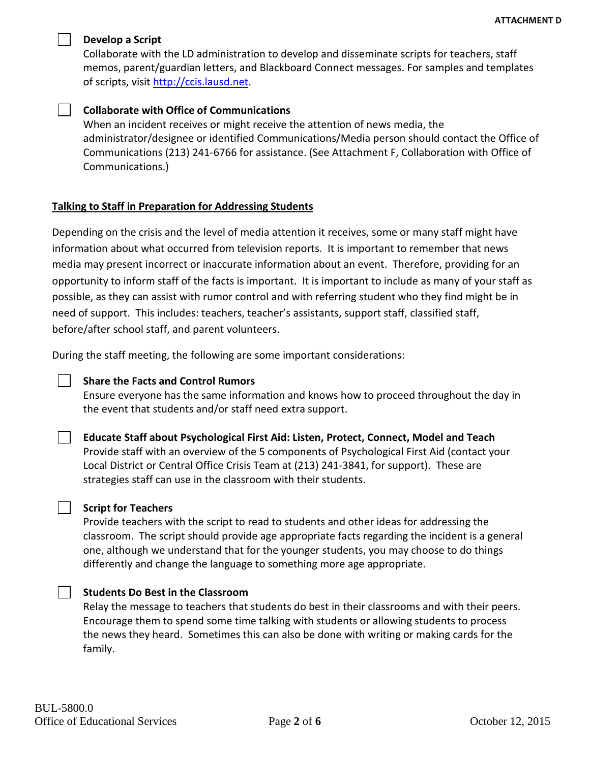- [ ] **Develop a Script**
  Collaborate with the LD administration to develop and disseminate scripts for teachers, staff memos, parent/guardian letters, and Blackboard Connect messages. For samples and templates of scripts, visit http://ccis.lausd.net.

- [ ] **Collaborate with Office of Communications**
  When an incident receives or might receive the attention of news media, the administrator/designee or identified Communications/Media person should contact the Office of Communications (213) 241-6766 for assistance. (See Attachment F, Collaboration with Office of Communications.)

## Talking to Staff in Preparation for Addressing Students

Depending on the crisis and the level of media attention it receives, some or many staff might have information about what occurred from television reports. It is important to remember that news media may present incorrect or inaccurate information about an event. Therefore, providing for an opportunity to inform staff of the facts is important. It is important to include as many of your staff as possible, as they can assist with rumor control and with referring student who they find might be in need of support. This includes: teachers, teacher's assistants, support staff, classified staff, before/after school staff, and parent volunteers.

During the staff meeting, the following are some important considerations:

- [ ] **Share the Facts and Control Rumors**
  Ensure everyone has the same information and knows how to proceed throughout the day in the event that students and/or staff need extra support.

- [ ] **Educate Staff about Psychological First Aid: Listen, Protect, Connect, Model and Teach**
  Provide staff with an overview of the 5 components of Psychological First Aid (contact your Local District or Central Office Crisis Team at (213) 241-3841, for support). These are strategies staff can use in the classroom with their students.

- [ ] **Script for Teachers**
  Provide teachers with the script to read to students and other ideas for addressing the classroom. The script should provide age appropriate facts regarding the incident is a general one, although we understand that for the younger students, you may choose to do things differently and change the language to something more age appropriate.

- [ ] **Students Do Best in the Classroom**
  Relay the message to teachers that students do best in their classrooms and with their peers. Encourage them to spend some time talking with students or allowing students to process the news they heard. Sometimes this can also be done with writing or making cards for the family.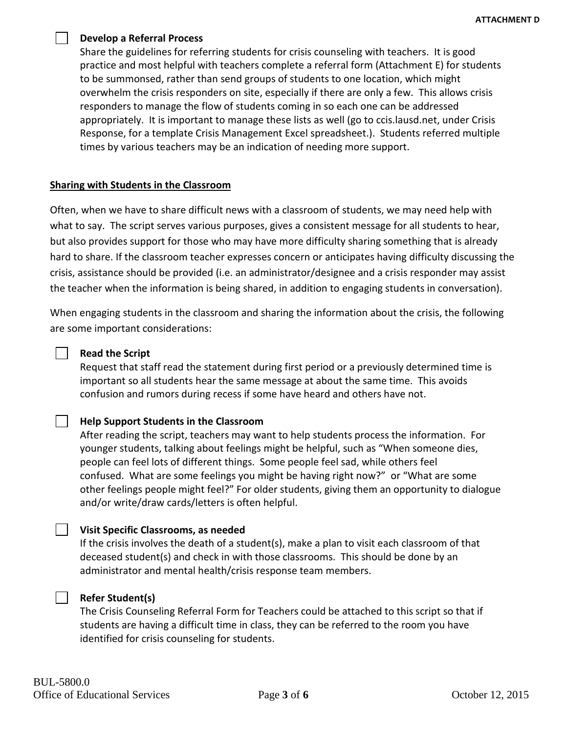☐ **Develop a Referral Process**

Share the guidelines for referring students for crisis counseling with teachers. It is good practice and most helpful with teachers complete a referral form (Attachment E) for students to be summonsed, rather than send groups of students to one location, which might overwhelm the crisis responders on site, especially if there are only a few. This allows crisis responders to manage the flow of students coming in so each one can be addressed appropriately. It is important to manage these lists as well (go to ccis.lausd.net, under Crisis Response, for a template Crisis Management Excel spreadsheet.). Students referred multiple times by various teachers may be an indication of needing more support.

**Sharing with Students in the Classroom**

Often, when we have to share difficult news with a classroom of students, we may need help with what to say. The script serves various purposes, gives a consistent message for all students to hear, but also provides support for those who may have more difficulty sharing something that is already hard to share. If the classroom teacher expresses concern or anticipates having difficulty discussing the crisis, assistance should be provided (i.e. an administrator/designee and a crisis responder may assist the teacher when the information is being shared, in addition to engaging students in conversation).

When engaging students in the classroom and sharing the information about the crisis, the following are some important considerations:

☐ **Read the Script**

Request that staff read the statement during first period or a previously determined time is important so all students hear the same message at about the same time. This avoids confusion and rumors during recess if some have heard and others have not.

☐ **Help Support Students in the Classroom**

After reading the script, teachers may want to help students process the information. For younger students, talking about feelings might be helpful, such as "When someone dies, people can feel lots of different things. Some people feel sad, while others feel confused. What are some feelings you might be having right now?" or "What are some other feelings people might feel?" For older students, giving them an opportunity to dialogue and/or write/draw cards/letters is often helpful.

☐ **Visit Specific Classrooms, as needed**

If the crisis involves the death of a student(s), make a plan to visit each classroom of that deceased student(s) and check in with those classrooms. This should be done by an administrator and mental health/crisis response team members.

☐ **Refer Student(s)**

The Crisis Counseling Referral Form for Teachers could be attached to this script so that if students are having a difficult time in class, they can be referred to the room you have identified for crisis counseling for students.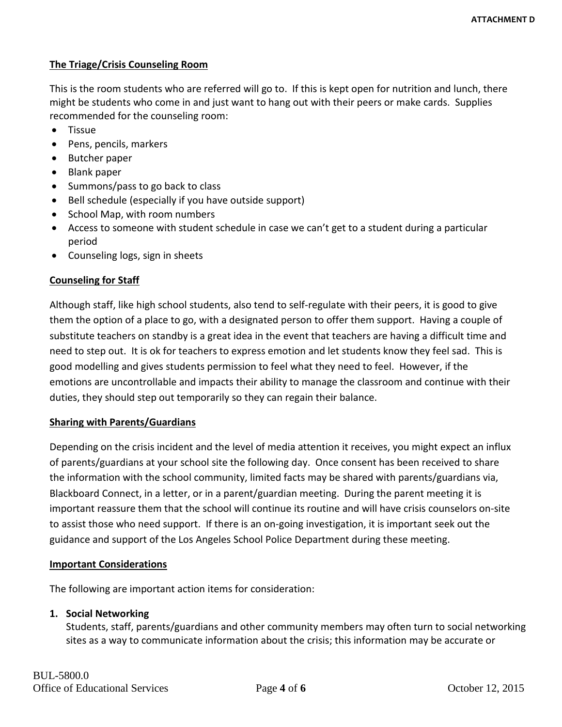**ATTACHMENT D**

## The Triage/Crisis Counseling Room

This is the room students who are referred will go to. If this is kept open for nutrition and lunch, there might be students who come in and just want to hang out with their peers or make cards. Supplies recommended for the counseling room:

- Tissue
- Pens, pencils, markers
- Butcher paper
- Blank paper
- Summons/pass to go back to class
- Bell schedule (especially if you have outside support)
- School Map, with room numbers
- Access to someone with student schedule in case we can't get to a student during a particular period
- Counseling logs, sign in sheets

## Counseling for Staff

Although staff, like high school students, also tend to self-regulate with their peers, it is good to give them the option of a place to go, with a designated person to offer them support. Having a couple of substitute teachers on standby is a great idea in the event that teachers are having a difficult time and need to step out. It is ok for teachers to express emotion and let students know they feel sad. This is good modelling and gives students permission to feel what they need to feel. However, if the emotions are uncontrollable and impacts their ability to manage the classroom and continue with their duties, they should step out temporarily so they can regain their balance.

## Sharing with Parents/Guardians

Depending on the crisis incident and the level of media attention it receives, you might expect an influx of parents/guardians at your school site the following day. Once consent has been received to share the information with the school community, limited facts may be shared with parents/guardians via, Blackboard Connect, in a letter, or in a parent/guardian meeting. During the parent meeting it is important reassure them that the school will continue its routine and will have crisis counselors on-site to assist those who need support. If there is an on-going investigation, it is important seek out the guidance and support of the Los Angeles School Police Department during these meeting.

## Important Considerations

The following are important action items for consideration:

1. **Social Networking**
   Students, staff, parents/guardians and other community members may often turn to social networking sites as a way to communicate information about the crisis; this information may be accurate or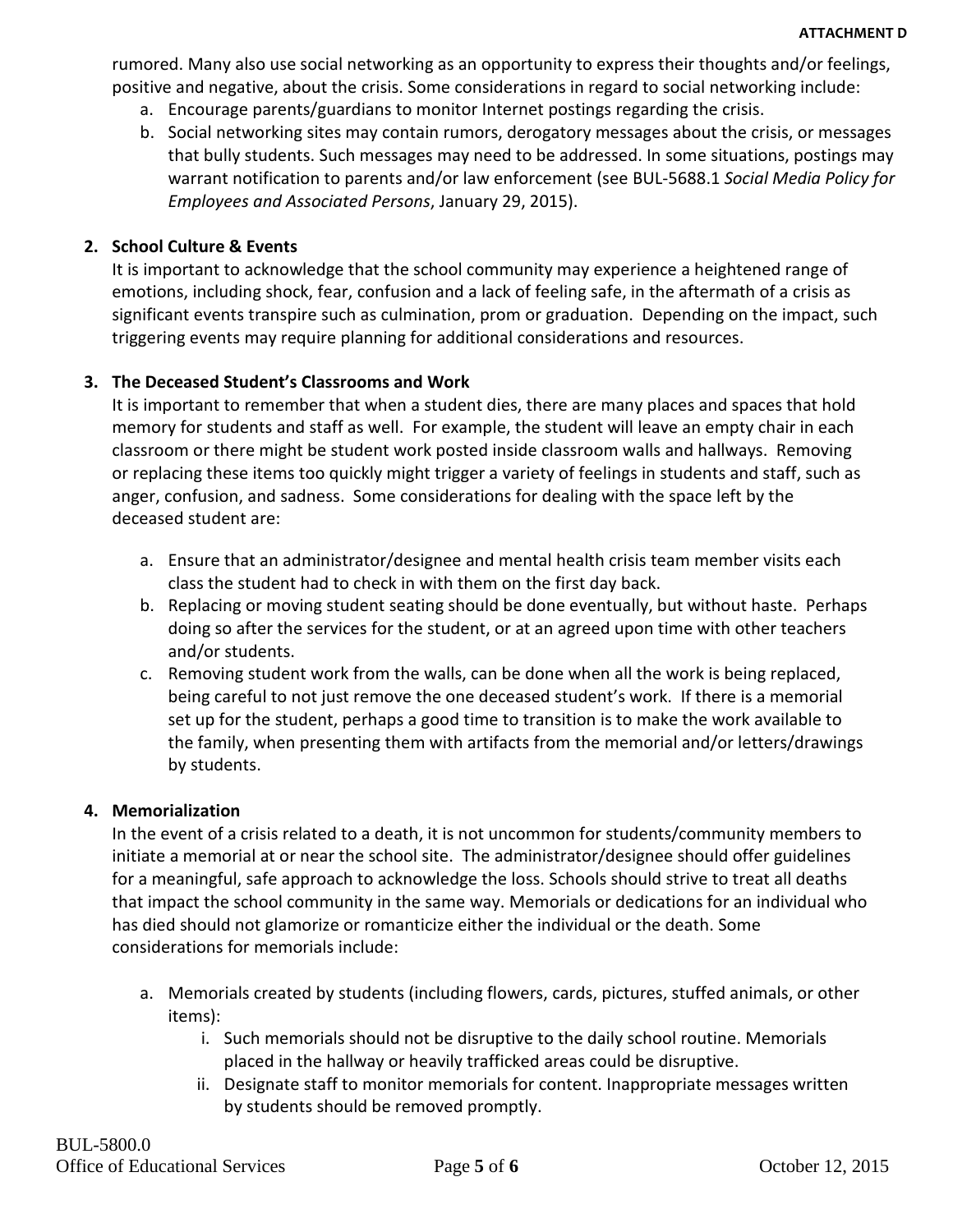rumored. Many also use social networking as an opportunity to express their thoughts and/or feelings, positive and negative, about the crisis. Some considerations in regard to social networking include:

a. Encourage parents/guardians to monitor Internet postings regarding the crisis.
b. Social networking sites may contain rumors, derogatory messages about the crisis, or messages that bully students. Such messages may need to be addressed. In some situations, postings may warrant notification to parents and/or law enforcement (see BUL-5688.1 *Social Media Policy for Employees and Associated Persons*, January 29, 2015).

**2. School Culture & Events**

It is important to acknowledge that the school community may experience a heightened range of emotions, including shock, fear, confusion and a lack of feeling safe, in the aftermath of a crisis as significant events transpire such as culmination, prom or graduation. Depending on the impact, such triggering events may require planning for additional considerations and resources.

**3. The Deceased Student's Classrooms and Work**

It is important to remember that when a student dies, there are many places and spaces that hold memory for students and staff as well. For example, the student will leave an empty chair in each classroom or there might be student work posted inside classroom walls and hallways. Removing or replacing these items too quickly might trigger a variety of feelings in students and staff, such as anger, confusion, and sadness. Some considerations for dealing with the space left by the deceased student are:

a. Ensure that an administrator/designee and mental health crisis team member visits each class the student had to check in with them on the first day back.
b. Replacing or moving student seating should be done eventually, but without haste. Perhaps doing so after the services for the student, or at an agreed upon time with other teachers and/or students.
c. Removing student work from the walls, can be done when all the work is being replaced, being careful to not just remove the one deceased student's work. If there is a memorial set up for the student, perhaps a good time to transition is to make the work available to the family, when presenting them with artifacts from the memorial and/or letters/drawings by students.

**4. Memorialization**

In the event of a crisis related to a death, it is not uncommon for students/community members to initiate a memorial at or near the school site. The administrator/designee should offer guidelines for a meaningful, safe approach to acknowledge the loss. Schools should strive to treat all deaths that impact the school community in the same way. Memorials or dedications for an individual who has died should not glamorize or romanticize either the individual or the death. Some considerations for memorials include:

a. Memorials created by students (including flowers, cards, pictures, stuffed animals, or other items):
   i. Such memorials should not be disruptive to the daily school routine. Memorials placed in the hallway or heavily trafficked areas could be disruptive.
   ii. Designate staff to monitor memorials for content. Inappropriate messages written by students should be removed promptly.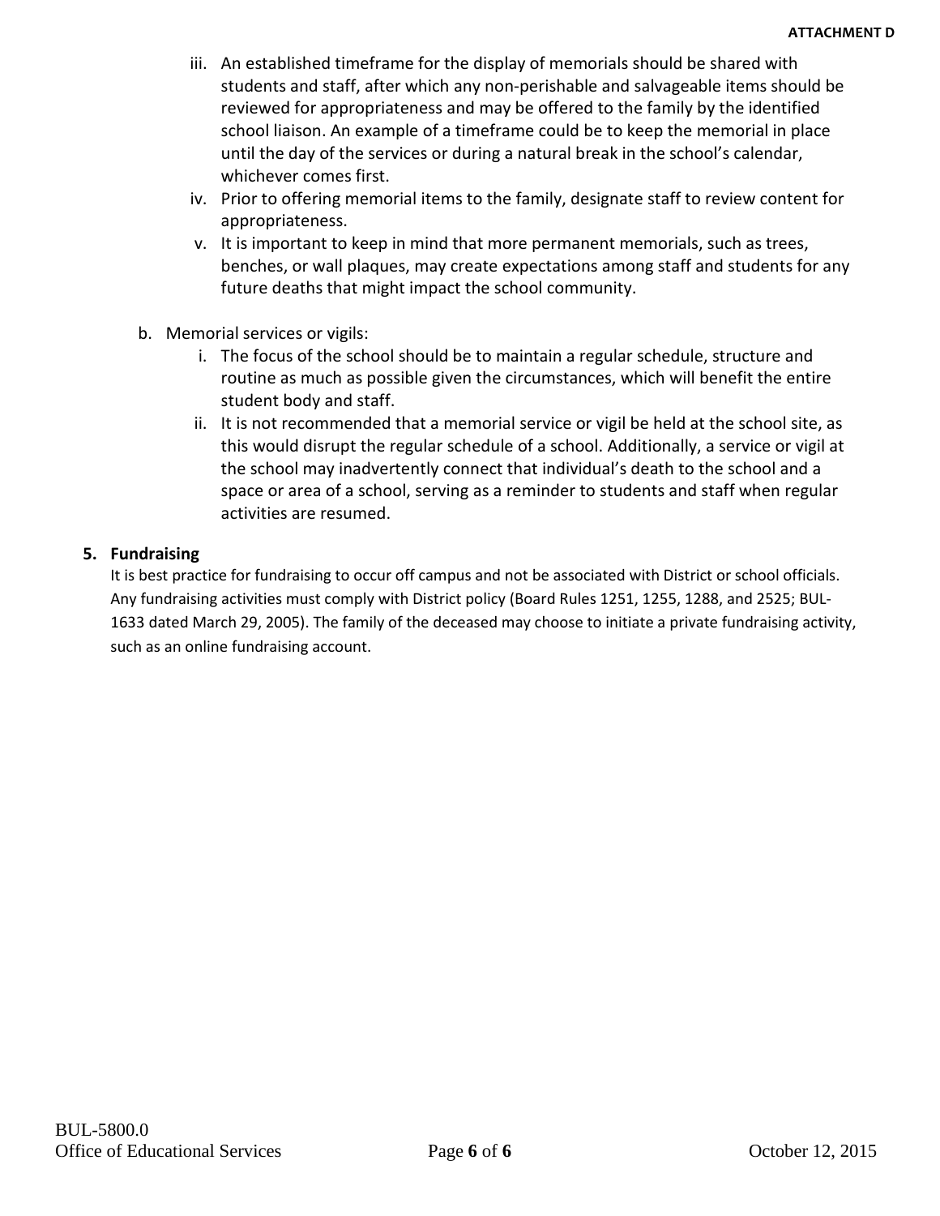iii. An established timeframe for the display of memorials should be shared with students and staff, after which any non-perishable and salvageable items should be reviewed for appropriateness and may be offered to the family by the identified school liaison. An example of a timeframe could be to keep the memorial in place until the day of the services or during a natural break in the school's calendar, whichever comes first.

iv. Prior to offering memorial items to the family, designate staff to review content for appropriateness.

v. It is important to keep in mind that more permanent memorials, such as trees, benches, or wall plaques, may create expectations among staff and students for any future deaths that might impact the school community.

b. Memorial services or vigils:

i. The focus of the school should be to maintain a regular schedule, structure and routine as much as possible given the circumstances, which will benefit the entire student body and staff.

ii. It is not recommended that a memorial service or vigil be held at the school site, as this would disrupt the regular schedule of a school. Additionally, a service or vigil at the school may inadvertently connect that individual's death to the school and a space or area of a school, serving as a reminder to students and staff when regular activities are resumed.

**5. Fundraising**

It is best practice for fundraising to occur off campus and not be associated with District or school officials. Any fundraising activities must comply with District policy (Board Rules 1251, 1255, 1288, and 2525; BUL-1633 dated March 29, 2005). The family of the deceased may choose to initiate a private fundraising activity, such as an online fundraising account.